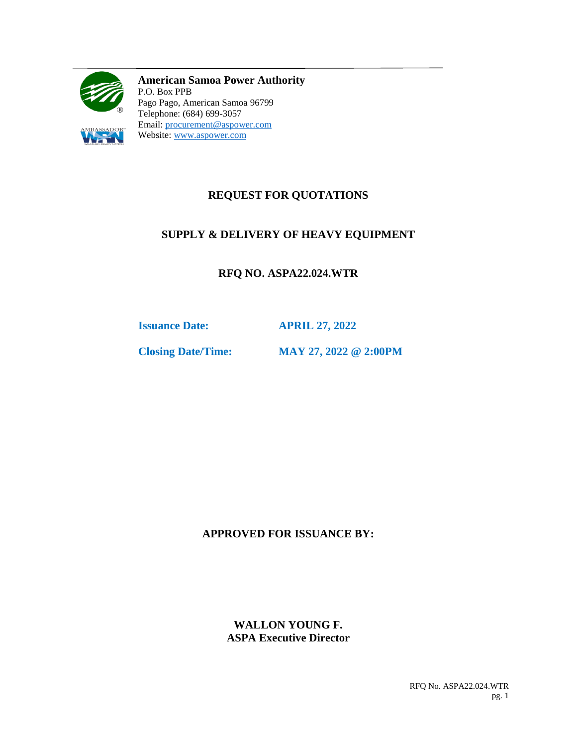**American Samoa Power Authority**
P.O. Box PPB
Pago Pago, American Samoa 96799
Telephone: (684) 699-3057
Email: procurement@aspower.com
Website: www.aspower.com

# REQUEST FOR QUOTATIONS

## SUPPLY & DELIVERY OF HEAVY EQUIPMENT

## RFQ NO. ASPA22.024.WTR

**Issuance Date:** **APRIL 27, 2022**

**Closing Date/Time:** **MAY 27, 2022 @ 2:00PM**

**APPROVED FOR ISSUANCE BY:**

**WALLON YOUNG F.**
**ASPA Executive Director**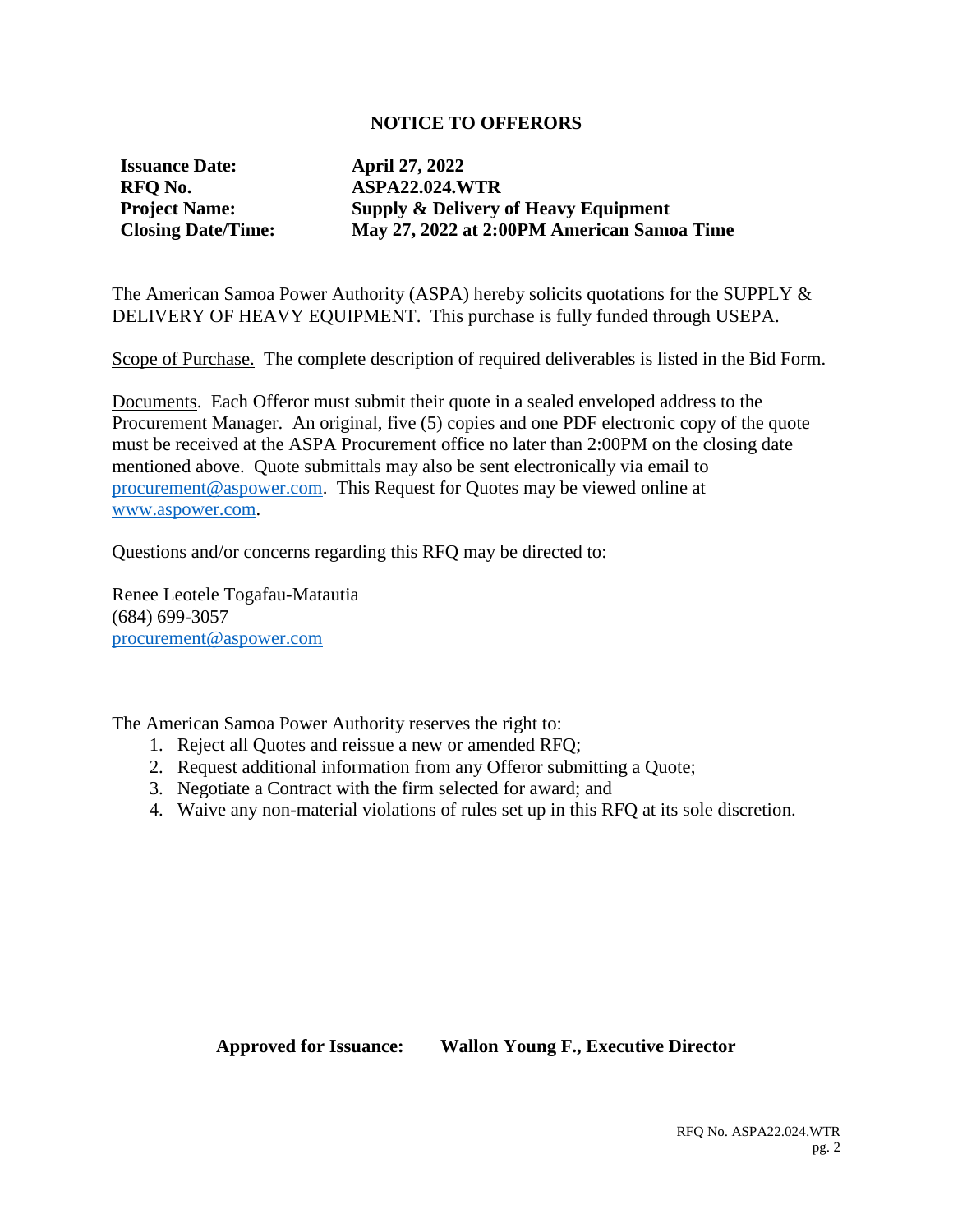# NOTICE TO OFFERORS

| | |
|---|---|
| **Issuance Date:** | **April 27, 2022** |
| **RFQ No.** | **ASPA22.024.WTR** |
| **Project Name:** | **Supply & Delivery of Heavy Equipment** |
| **Closing Date/Time:** | **May 27, 2022 at 2:00PM American Samoa Time** |

The American Samoa Power Authority (ASPA) hereby solicits quotations for the SUPPLY & DELIVERY OF HEAVY EQUIPMENT. This purchase is fully funded through USEPA.

Scope of Purchase. The complete description of required deliverables is listed in the Bid Form.

Documents. Each Offeror must submit their quote in a sealed enveloped address to the Procurement Manager. An original, five (5) copies and one PDF electronic copy of the quote must be received at the ASPA Procurement office no later than 2:00PM on the closing date mentioned above. Quote submittals may also be sent electronically via email to procurement@aspower.com. This Request for Quotes may be viewed online at www.aspower.com.

Questions and/or concerns regarding this RFQ may be directed to:

Renee Leotele Togafau-Matautia
(684) 699-3057
procurement@aspower.com

The American Samoa Power Authority reserves the right to:

1. Reject all Quotes and reissue a new or amended RFQ;
2. Request additional information from any Offeror submitting a Quote;
3. Negotiate a Contract with the firm selected for award; and
4. Waive any non-material violations of rules set up in this RFQ at its sole discretion.

**Approved for Issuance:** **Wallon Young F., Executive Director**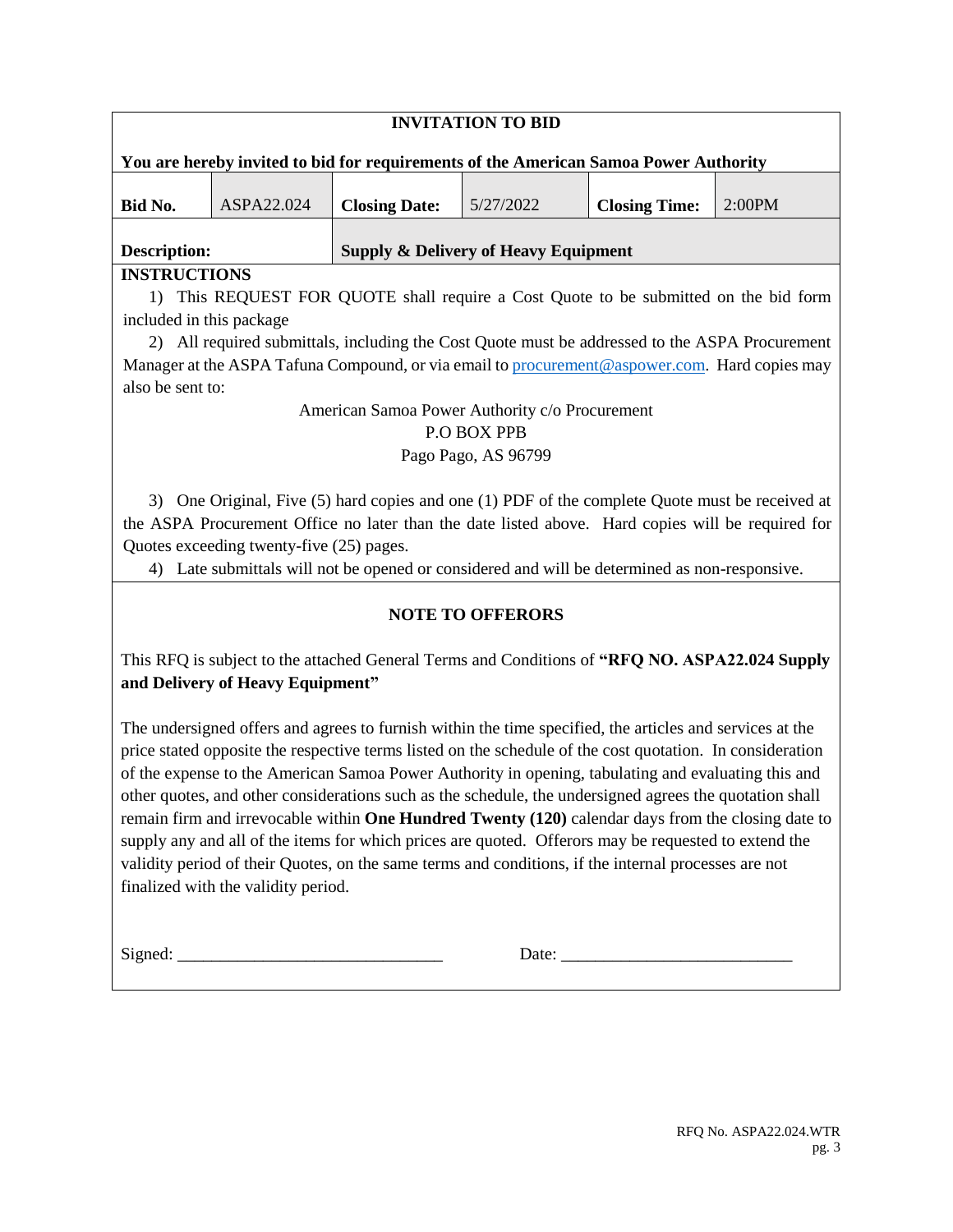# INVITATION TO BID

**You are hereby invited to bid for requirements of the American Samoa Power Authority**

| **Bid No.** | ASPA22.024 | **Closing Date:** | 5/27/2022 | **Closing Time:** | 2:00PM |
|---|---|---|---|---|---|
| **Description:** | | **Supply & Delivery of Heavy Equipment** | | | |

**INSTRUCTIONS**

1) This REQUEST FOR QUOTE shall require a Cost Quote to be submitted on the bid form included in this package

2) All required submittals, including the Cost Quote must be addressed to the ASPA Procurement Manager at the ASPA Tafuna Compound, or via email to procurement@aspower.com. Hard copies may also be sent to:

American Samoa Power Authority c/o Procurement
P.O BOX PPB
Pago Pago, AS 96799

3) One Original, Five (5) hard copies and one (1) PDF of the complete Quote must be received at the ASPA Procurement Office no later than the date listed above. Hard copies will be required for Quotes exceeding twenty-five (25) pages.

4) Late submittals will not be opened or considered and will be determined as non-responsive.

## NOTE TO OFFERORS

This RFQ is subject to the attached General Terms and Conditions of **"RFQ NO. ASPA22.024 Supply and Delivery of Heavy Equipment"**

The undersigned offers and agrees to furnish within the time specified, the articles and services at the price stated opposite the respective terms listed on the schedule of the cost quotation. In consideration of the expense to the American Samoa Power Authority in opening, tabulating and evaluating this and other quotes, and other considerations such as the schedule, the undersigned agrees the quotation shall remain firm and irrevocable within **One Hundred Twenty (120)** calendar days from the closing date to supply any and all of the items for which prices are quoted. Offerors may be requested to extend the validity period of their Quotes, on the same terms and conditions, if the internal processes are not finalized with the validity period.

Signed: ______________________________ Date: __________________________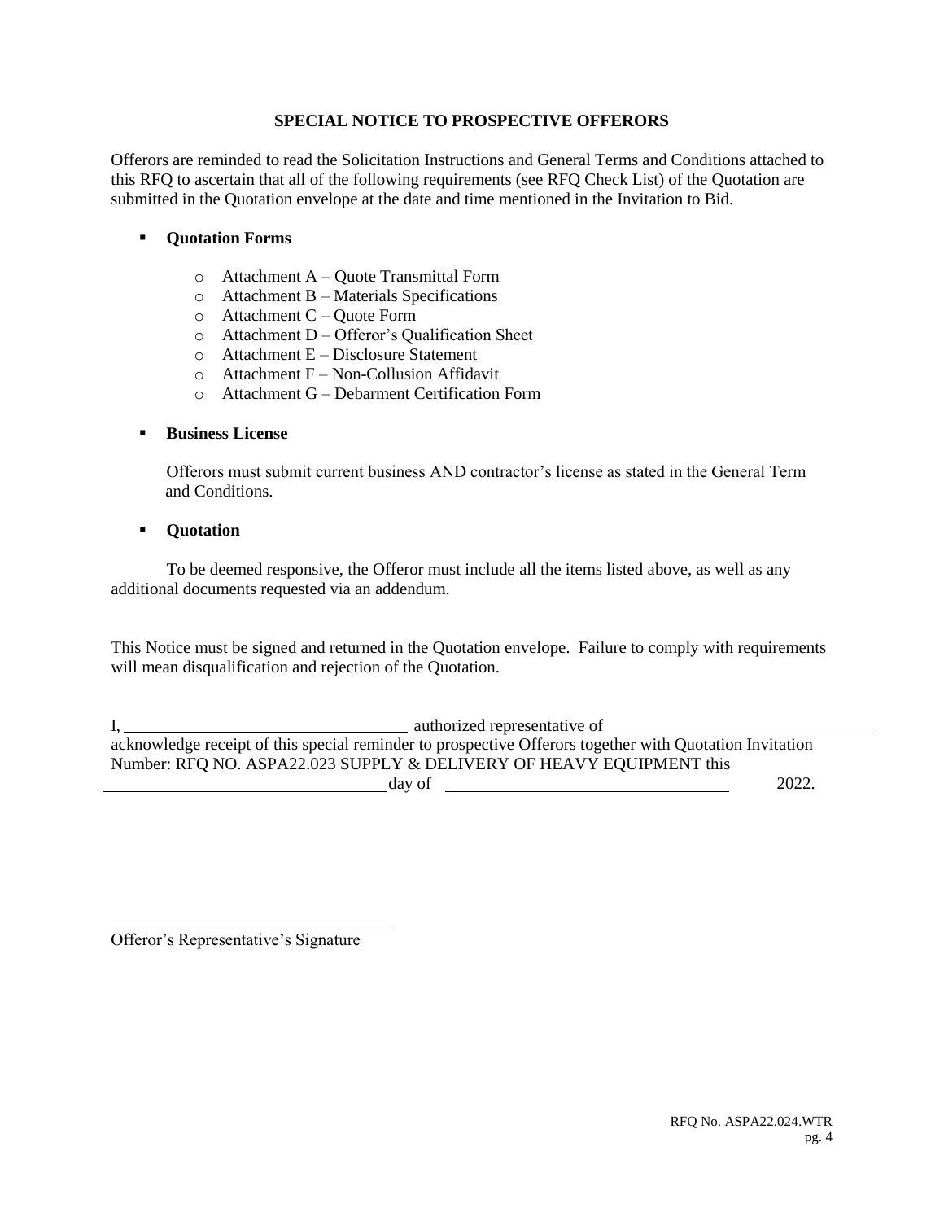**SPECIAL NOTICE TO PROSPECTIVE OFFERORS**

Offerors are reminded to read the Solicitation Instructions and General Terms and Conditions attached to this RFQ to ascertain that all of the following requirements (see RFQ Check List) of the Quotation are submitted in the Quotation envelope at the date and time mentioned in the Invitation to Bid.

- **Quotation Forms**
  - Attachment A – Quote Transmittal Form
  - Attachment B – Materials Specifications
  - Attachment C – Quote Form
  - Attachment D – Offeror's Qualification Sheet
  - Attachment E – Disclosure Statement
  - Attachment F – Non-Collusion Affidavit
  - Attachment G – Debarment Certification Form

- **Business License**

  Offerors must submit current business AND contractor's license as stated in the General Term and Conditions.

- **Quotation**

To be deemed responsive, the Offeror must include all the items listed above, as well as any additional documents requested via an addendum.

This Notice must be signed and returned in the Quotation envelope. Failure to comply with requirements will mean disqualification and rejection of the Quotation.

I, ________________________________ authorized representative of ________________________________ acknowledge receipt of this special reminder to prospective Offerors together with Quotation Invitation Number: RFQ NO. ASPA22.023 SUPPLY & DELIVERY OF HEAVY EQUIPMENT this ________________________________ day of ________________________________ 2022.

________________________________
Offeror's Representative's Signature

RFQ No. ASPA22.024.WTR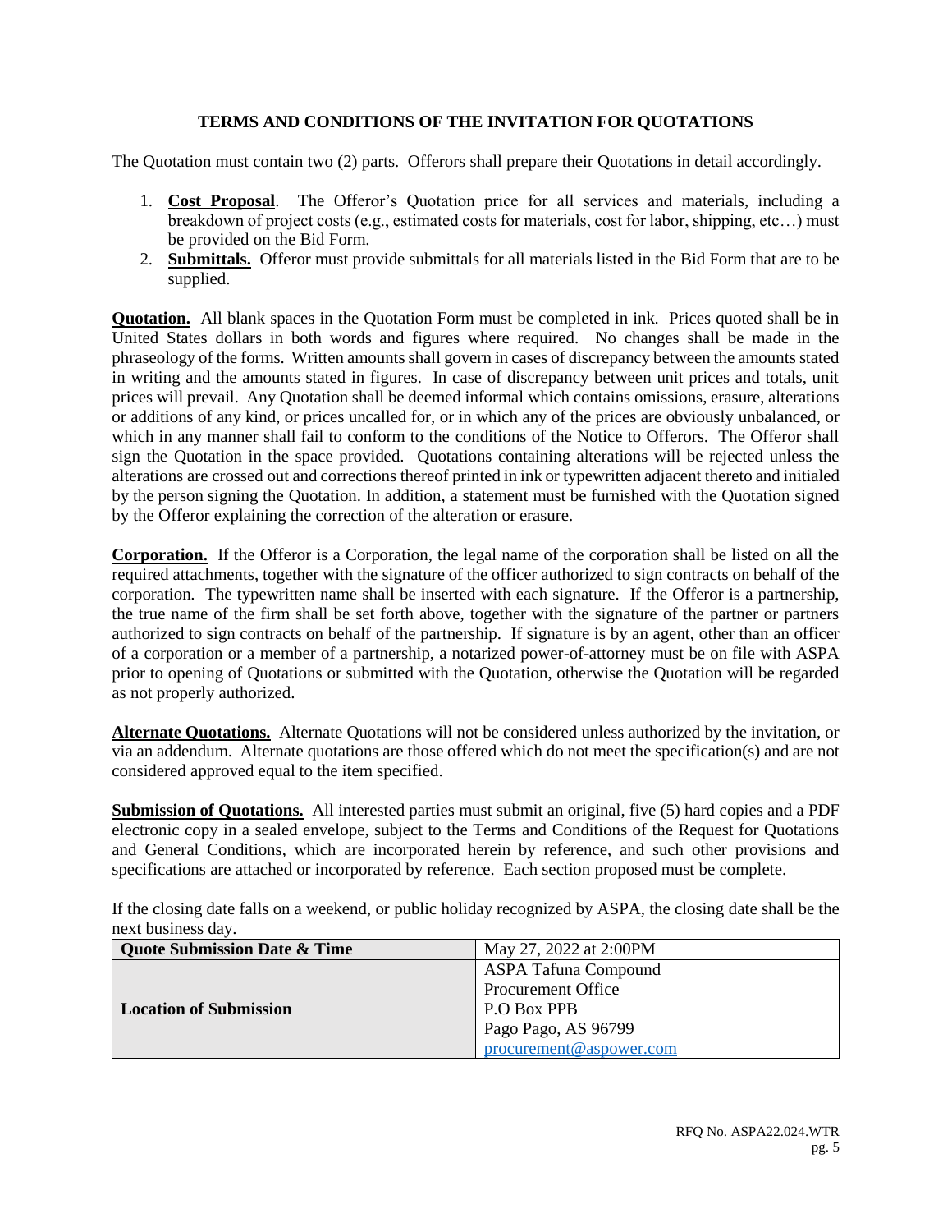## TERMS AND CONDITIONS OF THE INVITATION FOR QUOTATIONS

The Quotation must contain two (2) parts. Offerors shall prepare their Quotations in detail accordingly.

1. **Cost Proposal**. The Offeror's Quotation price for all services and materials, including a breakdown of project costs (e.g., estimated costs for materials, cost for labor, shipping, etc…) must be provided on the Bid Form.
2. **Submittals.** Offeror must provide submittals for all materials listed in the Bid Form that are to be supplied.

**Quotation.** All blank spaces in the Quotation Form must be completed in ink. Prices quoted shall be in United States dollars in both words and figures where required. No changes shall be made in the phraseology of the forms. Written amounts shall govern in cases of discrepancy between the amounts stated in writing and the amounts stated in figures. In case of discrepancy between unit prices and totals, unit prices will prevail. Any Quotation shall be deemed informal which contains omissions, erasure, alterations or additions of any kind, or prices uncalled for, or in which any of the prices are obviously unbalanced, or which in any manner shall fail to conform to the conditions of the Notice to Offerors. The Offeror shall sign the Quotation in the space provided. Quotations containing alterations will be rejected unless the alterations are crossed out and corrections thereof printed in ink or typewritten adjacent thereto and initialed by the person signing the Quotation. In addition, a statement must be furnished with the Quotation signed by the Offeror explaining the correction of the alteration or erasure.

**Corporation.** If the Offeror is a Corporation, the legal name of the corporation shall be listed on all the required attachments, together with the signature of the officer authorized to sign contracts on behalf of the corporation. The typewritten name shall be inserted with each signature. If the Offeror is a partnership, the true name of the firm shall be set forth above, together with the signature of the partner or partners authorized to sign contracts on behalf of the partnership. If signature is by an agent, other than an officer of a corporation or a member of a partnership, a notarized power-of-attorney must be on file with ASPA prior to opening of Quotations or submitted with the Quotation, otherwise the Quotation will be regarded as not properly authorized.

**Alternate Quotations.** Alternate Quotations will not be considered unless authorized by the invitation, or via an addendum. Alternate quotations are those offered which do not meet the specification(s) and are not considered approved equal to the item specified.

**Submission of Quotations.** All interested parties must submit an original, five (5) hard copies and a PDF electronic copy in a sealed envelope, subject to the Terms and Conditions of the Request for Quotations and General Conditions, which are incorporated herein by reference, and such other provisions and specifications are attached or incorporated by reference. Each section proposed must be complete.

If the closing date falls on a weekend, or public holiday recognized by ASPA, the closing date shall be the next business day.

| **Quote Submission Date & Time** | May 27, 2022 at 2:00PM |
|---|---|
| **Location of Submission** | ASPA Tafuna Compound<br>Procurement Office<br>P.O Box PPB<br>Pago Pago, AS 96799<br>procurement@aspower.com |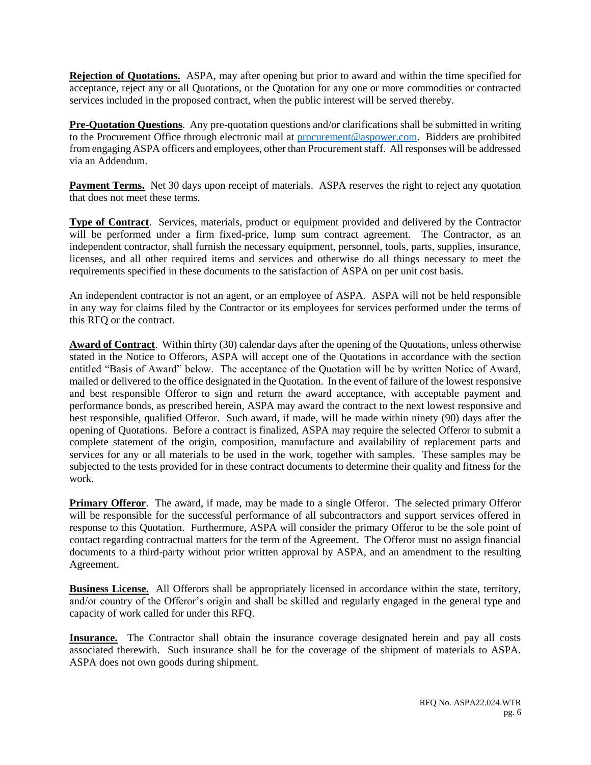**Rejection of Quotations.** ASPA, may after opening but prior to award and within the time specified for acceptance, reject any or all Quotations, or the Quotation for any one or more commodities or contracted services included in the proposed contract, when the public interest will be served thereby.

**Pre-Quotation Questions**. Any pre-quotation questions and/or clarifications shall be submitted in writing to the Procurement Office through electronic mail at procurement@aspower.com. Bidders are prohibited from engaging ASPA officers and employees, other than Procurement staff. All responses will be addressed via an Addendum.

**Payment Terms.** Net 30 days upon receipt of materials. ASPA reserves the right to reject any quotation that does not meet these terms.

**Type of Contract**. Services, materials, product or equipment provided and delivered by the Contractor will be performed under a firm fixed-price, lump sum contract agreement. The Contractor, as an independent contractor, shall furnish the necessary equipment, personnel, tools, parts, supplies, insurance, licenses, and all other required items and services and otherwise do all things necessary to meet the requirements specified in these documents to the satisfaction of ASPA on per unit cost basis.

An independent contractor is not an agent, or an employee of ASPA. ASPA will not be held responsible in any way for claims filed by the Contractor or its employees for services performed under the terms of this RFQ or the contract.

**Award of Contract**. Within thirty (30) calendar days after the opening of the Quotations, unless otherwise stated in the Notice to Offerors, ASPA will accept one of the Quotations in accordance with the section entitled "Basis of Award" below. The acceptance of the Quotation will be by written Notice of Award, mailed or delivered to the office designated in the Quotation. In the event of failure of the lowest responsive and best responsible Offeror to sign and return the award acceptance, with acceptable payment and performance bonds, as prescribed herein, ASPA may award the contract to the next lowest responsive and best responsible, qualified Offeror. Such award, if made, will be made within ninety (90) days after the opening of Quotations. Before a contract is finalized, ASPA may require the selected Offeror to submit a complete statement of the origin, composition, manufacture and availability of replacement parts and services for any or all materials to be used in the work, together with samples. These samples may be subjected to the tests provided for in these contract documents to determine their quality and fitness for the work.

**Primary Offeror**. The award, if made, may be made to a single Offeror. The selected primary Offeror will be responsible for the successful performance of all subcontractors and support services offered in response to this Quotation. Furthermore, ASPA will consider the primary Offeror to be the sole point of contact regarding contractual matters for the term of the Agreement. The Offeror must no assign financial documents to a third-party without prior written approval by ASPA, and an amendment to the resulting Agreement.

**Business License.** All Offerors shall be appropriately licensed in accordance within the state, territory, and/or country of the Offeror's origin and shall be skilled and regularly engaged in the general type and capacity of work called for under this RFQ.

**Insurance.** The Contractor shall obtain the insurance coverage designated herein and pay all costs associated therewith. Such insurance shall be for the coverage of the shipment of materials to ASPA. ASPA does not own goods during shipment.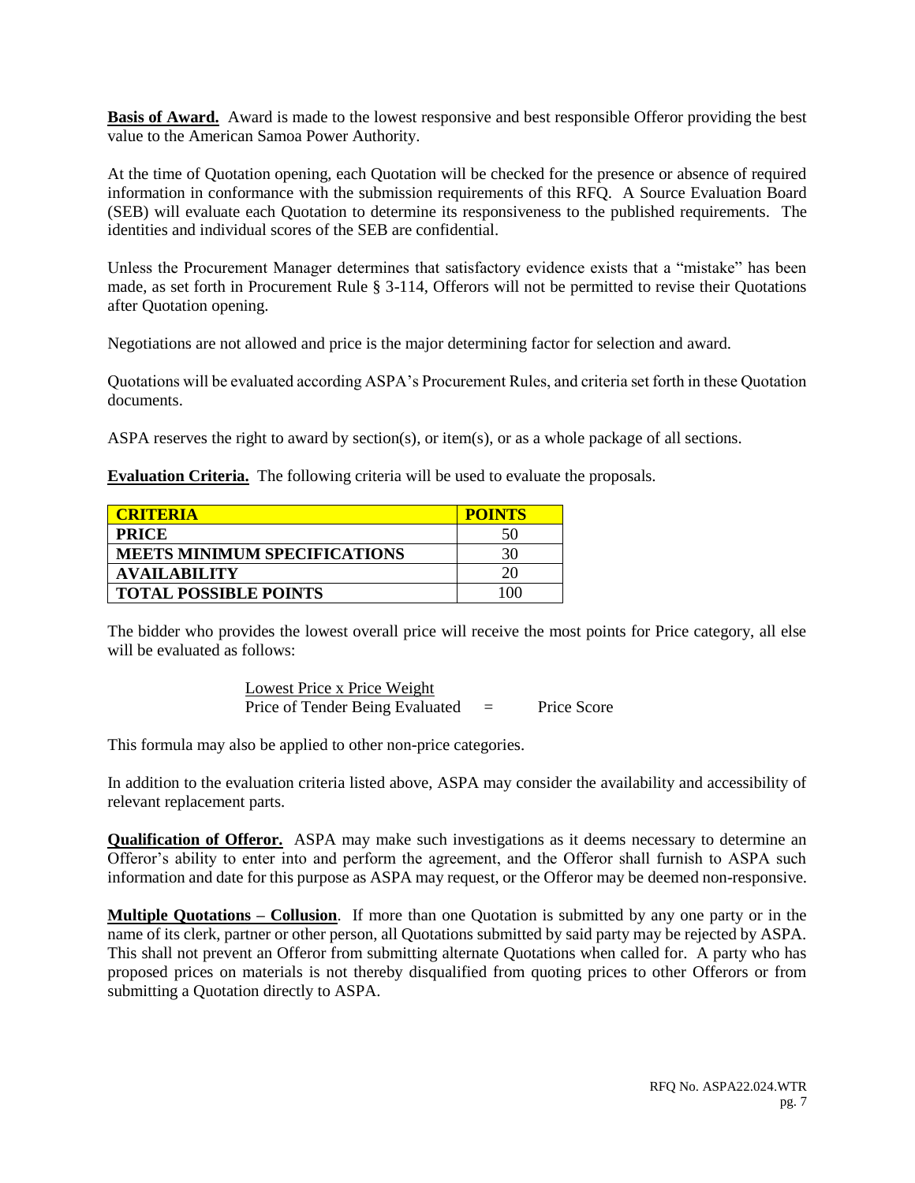**Basis of Award.** Award is made to the lowest responsive and best responsible Offeror providing the best value to the American Samoa Power Authority.

At the time of Quotation opening, each Quotation will be checked for the presence or absence of required information in conformance with the submission requirements of this RFQ. A Source Evaluation Board (SEB) will evaluate each Quotation to determine its responsiveness to the published requirements. The identities and individual scores of the SEB are confidential.

Unless the Procurement Manager determines that satisfactory evidence exists that a "mistake" has been made, as set forth in Procurement Rule § 3-114, Offerors will not be permitted to revise their Quotations after Quotation opening.

Negotiations are not allowed and price is the major determining factor for selection and award.

Quotations will be evaluated according ASPA's Procurement Rules, and criteria set forth in these Quotation documents.

ASPA reserves the right to award by section(s), or item(s), or as a whole package of all sections.

**Evaluation Criteria.** The following criteria will be used to evaluate the proposals.

| CRITERIA | POINTS |
|---|---|
| PRICE | 50 |
| MEETS MINIMUM SPECIFICATIONS | 30 |
| AVAILABILITY | 20 |
| TOTAL POSSIBLE POINTS | 100 |

The bidder who provides the lowest overall price will receive the most points for Price category, all else will be evaluated as follows:

$$\frac{\text{Lowest Price x Price Weight}}{\text{Price of Tender Being Evaluated}} = \text{Price Score}$$

This formula may also be applied to other non-price categories.

In addition to the evaluation criteria listed above, ASPA may consider the availability and accessibility of relevant replacement parts.

**Qualification of Offeror.** ASPA may make such investigations as it deems necessary to determine an Offeror's ability to enter into and perform the agreement, and the Offeror shall furnish to ASPA such information and date for this purpose as ASPA may request, or the Offeror may be deemed non-responsive.

**Multiple Quotations – Collusion**. If more than one Quotation is submitted by any one party or in the name of its clerk, partner or other person, all Quotations submitted by said party may be rejected by ASPA. This shall not prevent an Offeror from submitting alternate Quotations when called for. A party who has proposed prices on materials is not thereby disqualified from quoting prices to other Offerors or from submitting a Quotation directly to ASPA.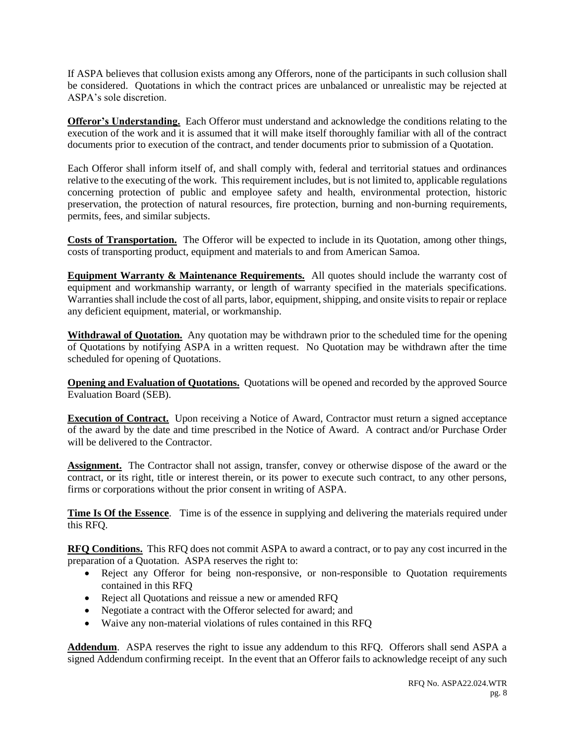If ASPA believes that collusion exists among any Offerors, none of the participants in such collusion shall be considered. Quotations in which the contract prices are unbalanced or unrealistic may be rejected at ASPA's sole discretion.

**Offeror's Understanding.** Each Offeror must understand and acknowledge the conditions relating to the execution of the work and it is assumed that it will make itself thoroughly familiar with all of the contract documents prior to execution of the contract, and tender documents prior to submission of a Quotation.

Each Offeror shall inform itself of, and shall comply with, federal and territorial statues and ordinances relative to the executing of the work. This requirement includes, but is not limited to, applicable regulations concerning protection of public and employee safety and health, environmental protection, historic preservation, the protection of natural resources, fire protection, burning and non-burning requirements, permits, fees, and similar subjects.

**Costs of Transportation.** The Offeror will be expected to include in its Quotation, among other things, costs of transporting product, equipment and materials to and from American Samoa.

**Equipment Warranty & Maintenance Requirements.** All quotes should include the warranty cost of equipment and workmanship warranty, or length of warranty specified in the materials specifications. Warranties shall include the cost of all parts, labor, equipment, shipping, and onsite visits to repair or replace any deficient equipment, material, or workmanship.

**Withdrawal of Quotation.** Any quotation may be withdrawn prior to the scheduled time for the opening of Quotations by notifying ASPA in a written request. No Quotation may be withdrawn after the time scheduled for opening of Quotations.

**Opening and Evaluation of Quotations.** Quotations will be opened and recorded by the approved Source Evaluation Board (SEB).

**Execution of Contract.** Upon receiving a Notice of Award, Contractor must return a signed acceptance of the award by the date and time prescribed in the Notice of Award. A contract and/or Purchase Order will be delivered to the Contractor.

**Assignment.** The Contractor shall not assign, transfer, convey or otherwise dispose of the award or the contract, or its right, title or interest therein, or its power to execute such contract, to any other persons, firms or corporations without the prior consent in writing of ASPA.

**Time Is Of the Essence**. Time is of the essence in supplying and delivering the materials required under this RFQ.

**RFQ Conditions.** This RFQ does not commit ASPA to award a contract, or to pay any cost incurred in the preparation of a Quotation. ASPA reserves the right to:

- Reject any Offeror for being non-responsive, or non-responsible to Quotation requirements contained in this RFQ
- Reject all Quotations and reissue a new or amended RFQ
- Negotiate a contract with the Offeror selected for award; and
- Waive any non-material violations of rules contained in this RFQ

**Addendum**. ASPA reserves the right to issue any addendum to this RFQ. Offerors shall send ASPA a signed Addendum confirming receipt. In the event that an Offeror fails to acknowledge receipt of any such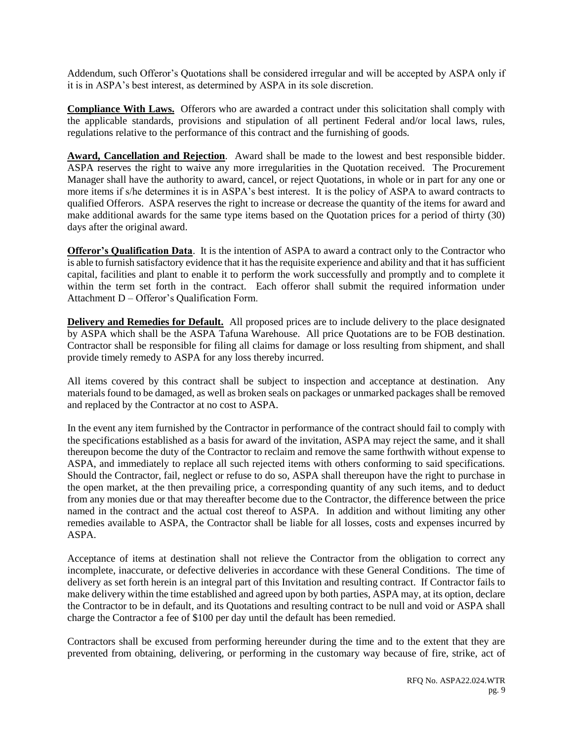Addendum, such Offeror's Quotations shall be considered irregular and will be accepted by ASPA only if it is in ASPA's best interest, as determined by ASPA in its sole discretion.

**Compliance With Laws.** Offerors who are awarded a contract under this solicitation shall comply with the applicable standards, provisions and stipulation of all pertinent Federal and/or local laws, rules, regulations relative to the performance of this contract and the furnishing of goods.

**Award, Cancellation and Rejection**. Award shall be made to the lowest and best responsible bidder. ASPA reserves the right to waive any more irregularities in the Quotation received. The Procurement Manager shall have the authority to award, cancel, or reject Quotations, in whole or in part for any one or more items if s/he determines it is in ASPA's best interest. It is the policy of ASPA to award contracts to qualified Offerors. ASPA reserves the right to increase or decrease the quantity of the items for award and make additional awards for the same type items based on the Quotation prices for a period of thirty (30) days after the original award.

**Offeror's Qualification Data**. It is the intention of ASPA to award a contract only to the Contractor who is able to furnish satisfactory evidence that it has the requisite experience and ability and that it has sufficient capital, facilities and plant to enable it to perform the work successfully and promptly and to complete it within the term set forth in the contract. Each offeror shall submit the required information under Attachment D – Offeror's Qualification Form.

**Delivery and Remedies for Default.** All proposed prices are to include delivery to the place designated by ASPA which shall be the ASPA Tafuna Warehouse. All price Quotations are to be FOB destination. Contractor shall be responsible for filing all claims for damage or loss resulting from shipment, and shall provide timely remedy to ASPA for any loss thereby incurred.

All items covered by this contract shall be subject to inspection and acceptance at destination. Any materials found to be damaged, as well as broken seals on packages or unmarked packages shall be removed and replaced by the Contractor at no cost to ASPA.

In the event any item furnished by the Contractor in performance of the contract should fail to comply with the specifications established as a basis for award of the invitation, ASPA may reject the same, and it shall thereupon become the duty of the Contractor to reclaim and remove the same forthwith without expense to ASPA, and immediately to replace all such rejected items with others conforming to said specifications. Should the Contractor, fail, neglect or refuse to do so, ASPA shall thereupon have the right to purchase in the open market, at the then prevailing price, a corresponding quantity of any such items, and to deduct from any monies due or that may thereafter become due to the Contractor, the difference between the price named in the contract and the actual cost thereof to ASPA. In addition and without limiting any other remedies available to ASPA, the Contractor shall be liable for all losses, costs and expenses incurred by ASPA.

Acceptance of items at destination shall not relieve the Contractor from the obligation to correct any incomplete, inaccurate, or defective deliveries in accordance with these General Conditions. The time of delivery as set forth herein is an integral part of this Invitation and resulting contract. If Contractor fails to make delivery within the time established and agreed upon by both parties, ASPA may, at its option, declare the Contractor to be in default, and its Quotations and resulting contract to be null and void or ASPA shall charge the Contractor a fee of $100 per day until the default has been remedied.

Contractors shall be excused from performing hereunder during the time and to the extent that they are prevented from obtaining, delivering, or performing in the customary way because of fire, strike, act of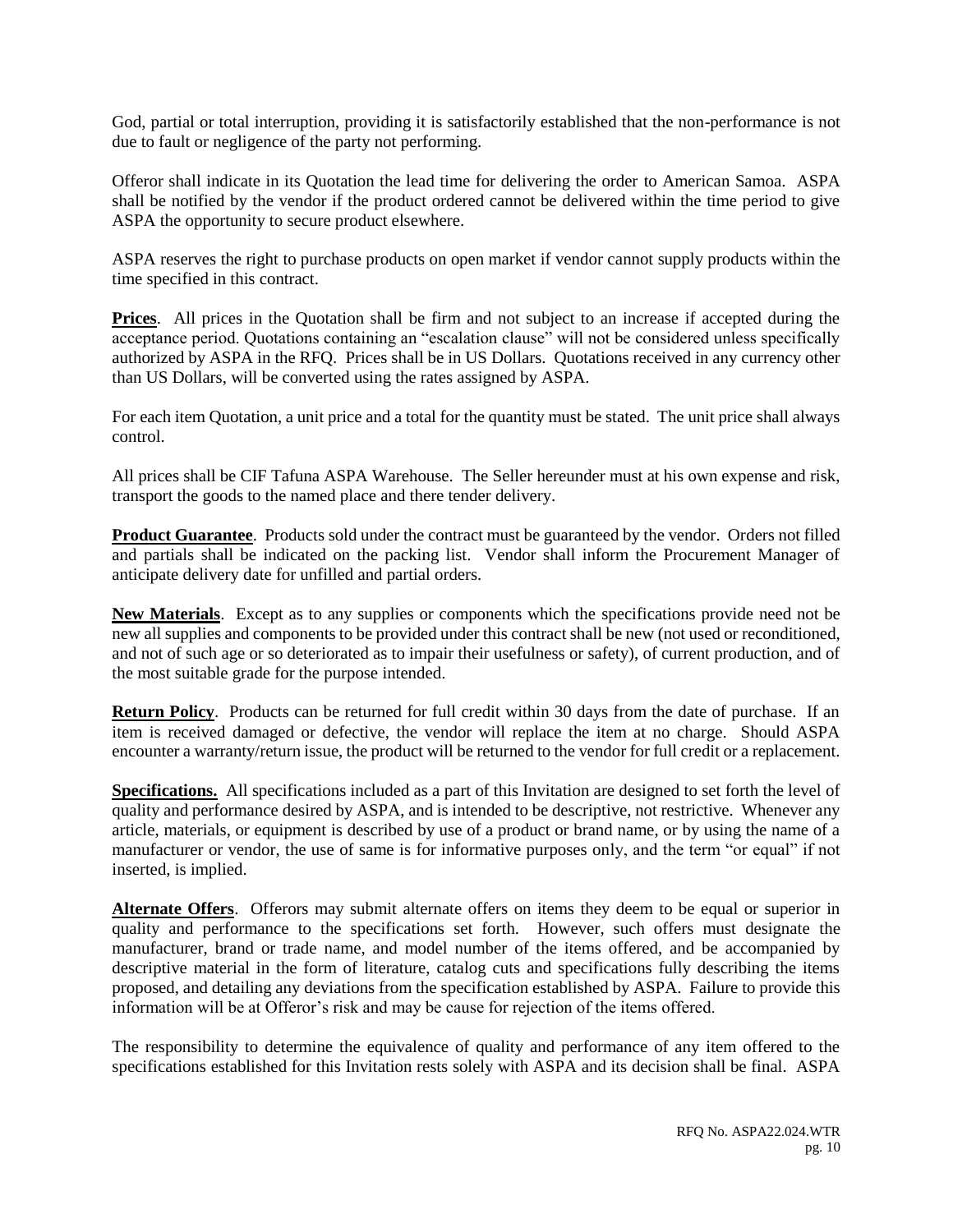God, partial or total interruption, providing it is satisfactorily established that the non-performance is not due to fault or negligence of the party not performing.

Offeror shall indicate in its Quotation the lead time for delivering the order to American Samoa. ASPA shall be notified by the vendor if the product ordered cannot be delivered within the time period to give ASPA the opportunity to secure product elsewhere.

ASPA reserves the right to purchase products on open market if vendor cannot supply products within the time specified in this contract.

**Prices**. All prices in the Quotation shall be firm and not subject to an increase if accepted during the acceptance period. Quotations containing an "escalation clause" will not be considered unless specifically authorized by ASPA in the RFQ. Prices shall be in US Dollars. Quotations received in any currency other than US Dollars, will be converted using the rates assigned by ASPA.

For each item Quotation, a unit price and a total for the quantity must be stated. The unit price shall always control.

All prices shall be CIF Tafuna ASPA Warehouse. The Seller hereunder must at his own expense and risk, transport the goods to the named place and there tender delivery.

**Product Guarantee**. Products sold under the contract must be guaranteed by the vendor. Orders not filled and partials shall be indicated on the packing list. Vendor shall inform the Procurement Manager of anticipate delivery date for unfilled and partial orders.

**New Materials**. Except as to any supplies or components which the specifications provide need not be new all supplies and components to be provided under this contract shall be new (not used or reconditioned, and not of such age or so deteriorated as to impair their usefulness or safety), of current production, and of the most suitable grade for the purpose intended.

**Return Policy**. Products can be returned for full credit within 30 days from the date of purchase. If an item is received damaged or defective, the vendor will replace the item at no charge. Should ASPA encounter a warranty/return issue, the product will be returned to the vendor for full credit or a replacement.

**Specifications.** All specifications included as a part of this Invitation are designed to set forth the level of quality and performance desired by ASPA, and is intended to be descriptive, not restrictive. Whenever any article, materials, or equipment is described by use of a product or brand name, or by using the name of a manufacturer or vendor, the use of same is for informative purposes only, and the term "or equal" if not inserted, is implied.

**Alternate Offers**. Offerors may submit alternate offers on items they deem to be equal or superior in quality and performance to the specifications set forth. However, such offers must designate the manufacturer, brand or trade name, and model number of the items offered, and be accompanied by descriptive material in the form of literature, catalog cuts and specifications fully describing the items proposed, and detailing any deviations from the specification established by ASPA. Failure to provide this information will be at Offeror's risk and may be cause for rejection of the items offered.

The responsibility to determine the equivalence of quality and performance of any item offered to the specifications established for this Invitation rests solely with ASPA and its decision shall be final. ASPA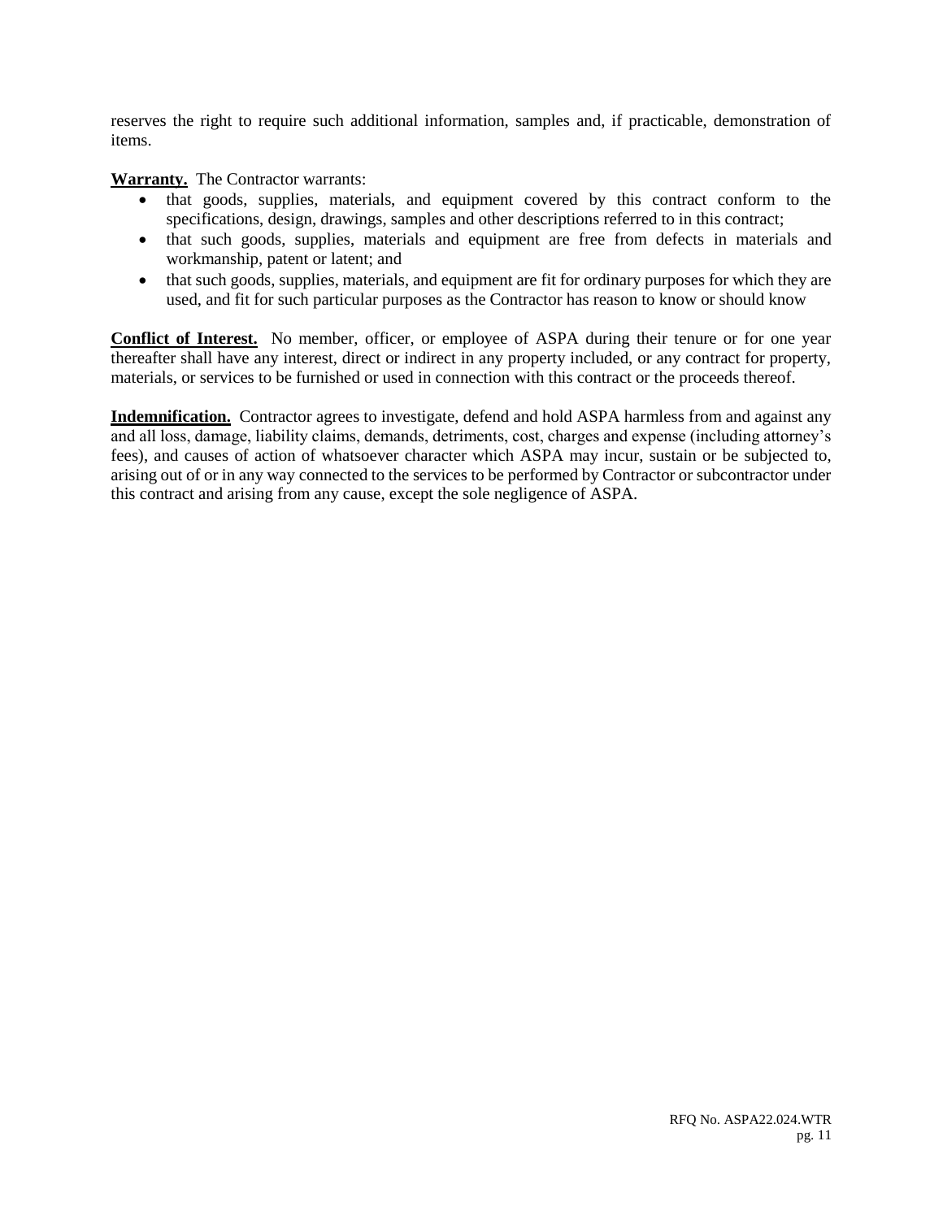reserves the right to require such additional information, samples and, if practicable, demonstration of items.

**Warranty.** The Contractor warrants:

- that goods, supplies, materials, and equipment covered by this contract conform to the specifications, design, drawings, samples and other descriptions referred to in this contract;
- that such goods, supplies, materials and equipment are free from defects in materials and workmanship, patent or latent; and
- that such goods, supplies, materials, and equipment are fit for ordinary purposes for which they are used, and fit for such particular purposes as the Contractor has reason to know or should know

**Conflict of Interest.** No member, officer, or employee of ASPA during their tenure or for one year thereafter shall have any interest, direct or indirect in any property included, or any contract for property, materials, or services to be furnished or used in connection with this contract or the proceeds thereof.

**Indemnification.** Contractor agrees to investigate, defend and hold ASPA harmless from and against any and all loss, damage, liability claims, demands, detriments, cost, charges and expense (including attorney's fees), and causes of action of whatsoever character which ASPA may incur, sustain or be subjected to, arising out of or in any way connected to the services to be performed by Contractor or subcontractor under this contract and arising from any cause, except the sole negligence of ASPA.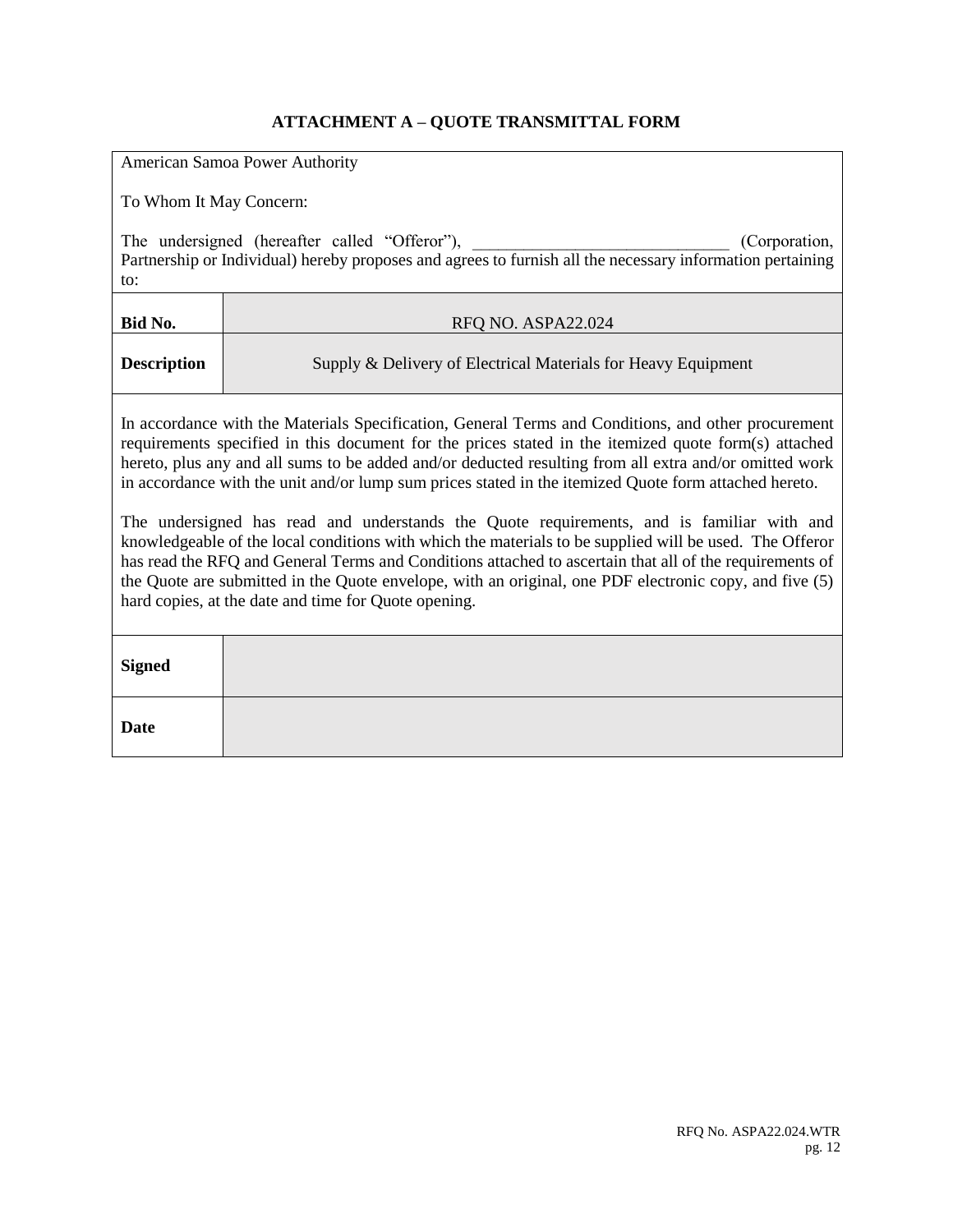## ATTACHMENT A – QUOTE TRANSMITTAL FORM

American Samoa Power Authority

To Whom It May Concern:

The undersigned (hereafter called "Offeror"), ______________________________ (Corporation, Partnership or Individual) hereby proposes and agrees to furnish all the necessary information pertaining to:

| | |
|---|---|
| **Bid No.** | RFQ NO. ASPA22.024 |
| **Description** | Supply & Delivery of Electrical Materials for Heavy Equipment |

In accordance with the Materials Specification, General Terms and Conditions, and other procurement requirements specified in this document for the prices stated in the itemized quote form(s) attached hereto, plus any and all sums to be added and/or deducted resulting from all extra and/or omitted work in accordance with the unit and/or lump sum prices stated in the itemized Quote form attached hereto.

The undersigned has read and understands the Quote requirements, and is familiar with and knowledgeable of the local conditions with which the materials to be supplied will be used. The Offeror has read the RFQ and General Terms and Conditions attached to ascertain that all of the requirements of the Quote are submitted in the Quote envelope, with an original, one PDF electronic copy, and five (5) hard copies, at the date and time for Quote opening.

| | |
|---|---|
| **Signed** | |
| **Date** | |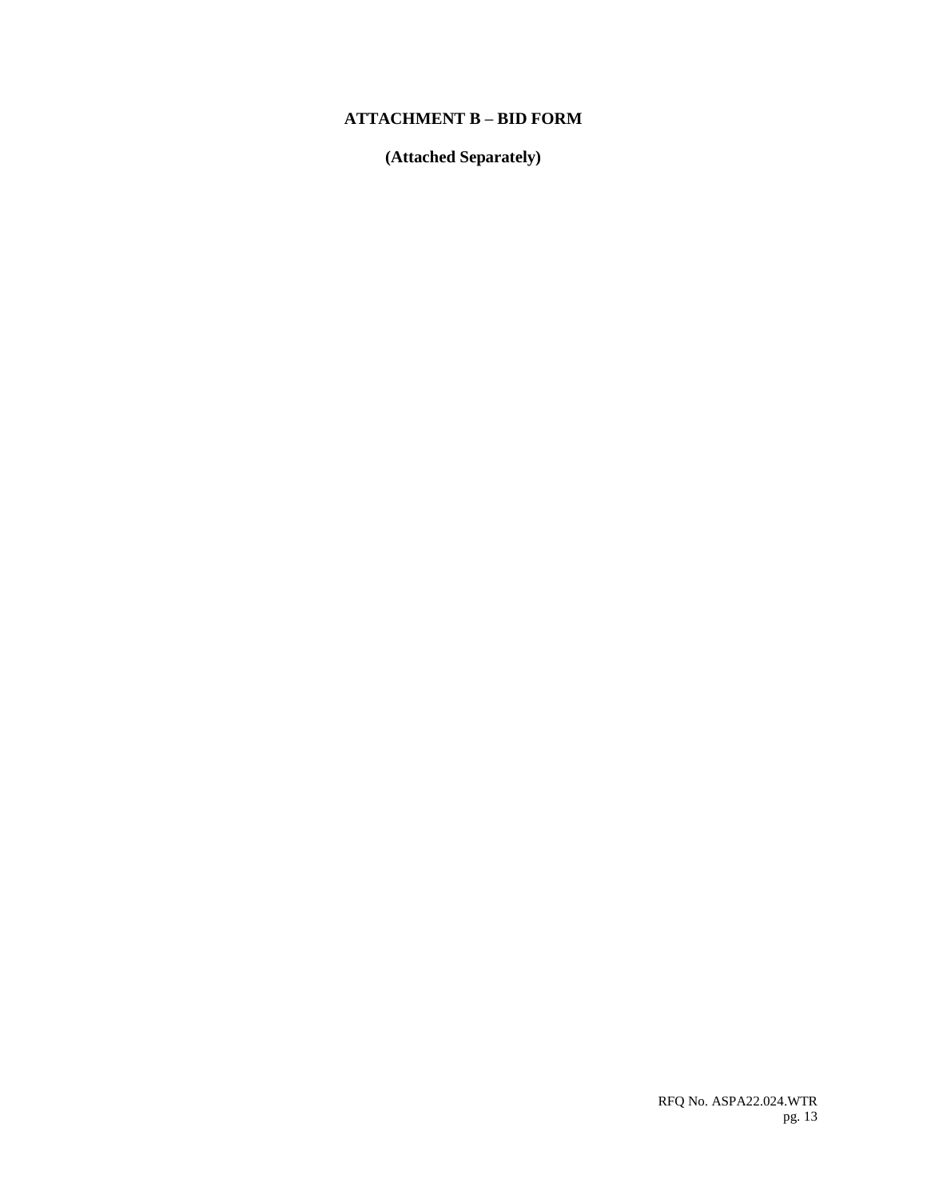# ATTACHMENT B – BID FORM

**(Attached Separately)**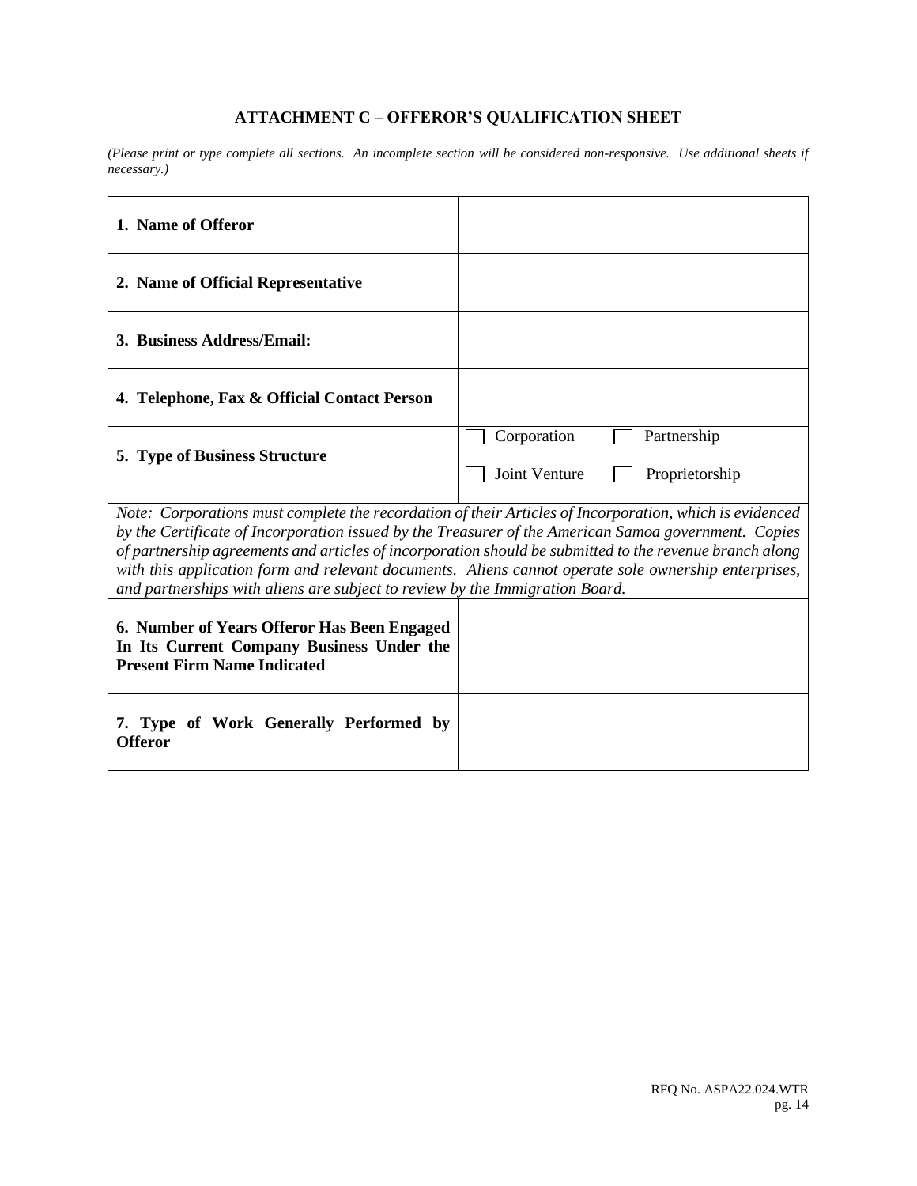## ATTACHMENT C – OFFEROR'S QUALIFICATION SHEET

*(Please print or type complete all sections. An incomplete section will be considered non-responsive. Use additional sheets if necessary.)*

| | |
|---|---|
| **1. Name of Offeror** | |
| **2. Name of Official Representative** | |
| **3. Business Address/Email:** | |
| **4. Telephone, Fax & Official Contact Person** | |
| **5. Type of Business Structure** | ☐ Corporation ☐ Partnership ☐ Joint Venture ☐ Proprietorship |
| *Note: Corporations must complete the recordation of their Articles of Incorporation, which is evidenced by the Certificate of Incorporation issued by the Treasurer of the American Samoa government. Copies of partnership agreements and articles of incorporation should be submitted to the revenue branch along with this application form and relevant documents. Aliens cannot operate sole ownership enterprises, and partnerships with aliens are subject to review by the Immigration Board.* | |
| **6. Number of Years Offeror Has Been Engaged In Its Current Company Business Under the Present Firm Name Indicated** | |
| **7. Type of Work Generally Performed by Offeror** | |

RFQ No. ASPA22.024.WTR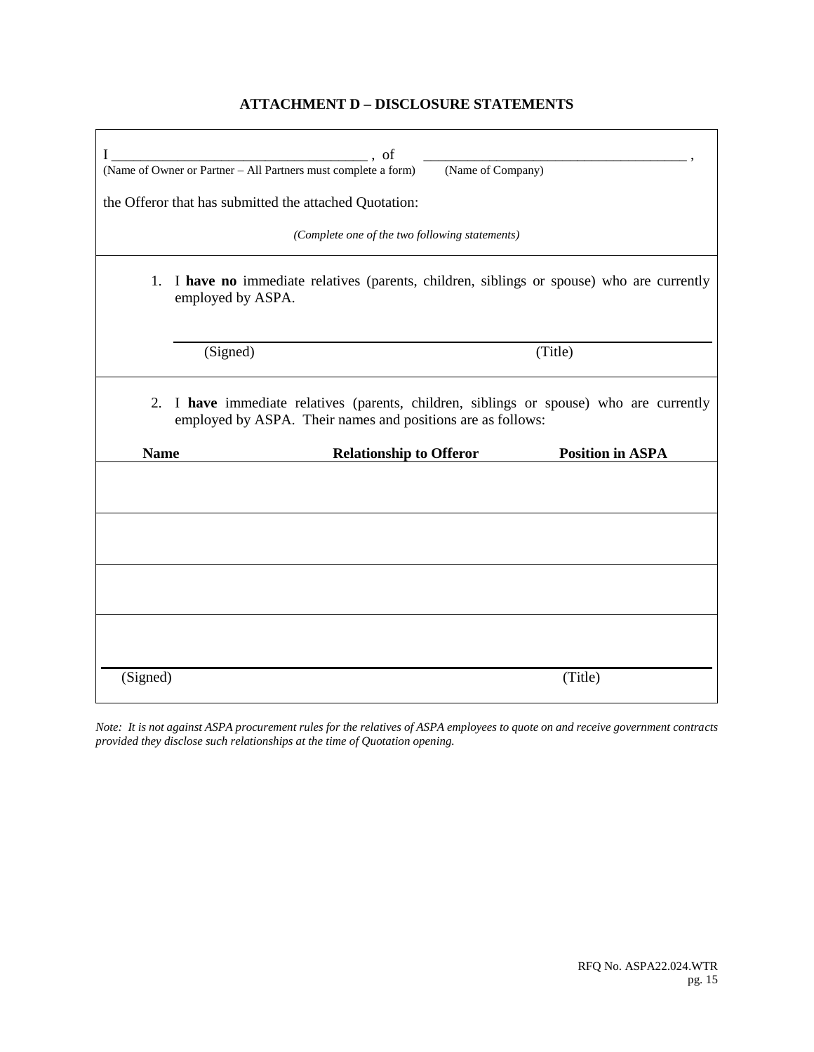### ATTACHMENT D – DISCLOSURE STATEMENTS

I \_\_\_\_\_\_\_\_\_\_\_\_\_\_\_\_\_\_\_\_\_\_\_\_\_\_\_\_\_\_\_\_\_\_\_\_ , of \_\_\_\_\_\_\_\_\_\_\_\_\_\_\_\_\_\_\_\_\_\_\_\_\_\_\_\_\_\_\_\_\_\_\_\_\_\_ ,
(Name of Owner or Partner – All Partners must complete a form) (Name of Company)

the Offeror that has submitted the attached Quotation:

*(Complete one of the two following statements)*

1. I **have no** immediate relatives (parents, children, siblings or spouse) who are currently employed by ASPA.

\_\_\_\_\_\_\_\_\_\_\_\_\_\_\_\_\_\_\_\_\_\_\_\_\_\_\_\_\_\_\_\_\_\_\_\_\_\_\_\_\_\_\_\_\_\_\_\_\_\_\_\_\_\_\_\_\_\_\_\_

(Signed) (Title)

2. I **have** immediate relatives (parents, children, siblings or spouse) who are currently employed by ASPA. Their names and positions are as follows:

| Name | Relationship to Offeror | Position in ASPA |
|---|---|---|
| | | |
| | | |
| | | |
| | | |

\_\_\_\_\_\_\_\_\_\_\_\_\_\_\_\_\_\_\_\_\_\_\_\_\_\_\_\_\_\_\_\_\_\_\_\_\_\_\_\_\_\_\_\_\_\_\_\_\_\_\_\_\_\_\_\_\_\_\_\_

(Signed) (Title)

*Note: It is not against ASPA procurement rules for the relatives of ASPA employees to quote on and receive government contracts provided they disclose such relationships at the time of Quotation opening.*

RFQ No. ASPA22.024.WTR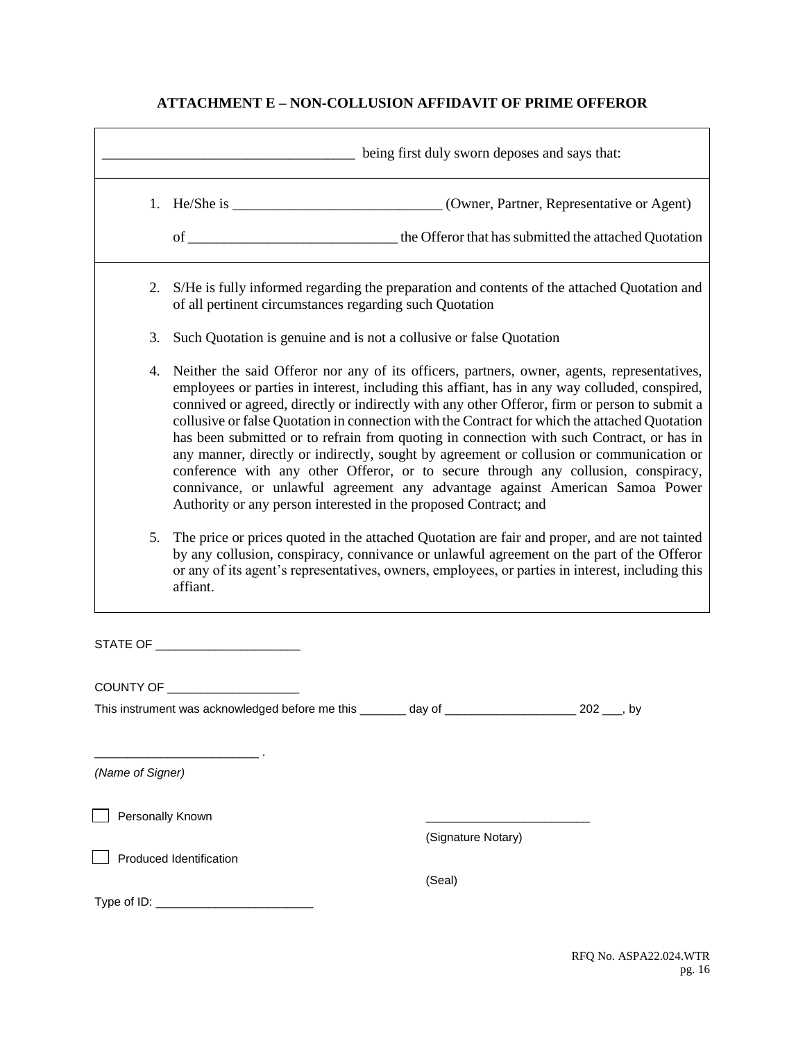## ATTACHMENT E – NON-COLLUSION AFFIDAVIT OF PRIME OFFEROR

___________________________________ being first duly sworn deposes and says that:

1. He/She is ____________________________ (Owner, Partner, Representative or Agent) of ____________________________ the Offeror that has submitted the attached Quotation

2. S/He is fully informed regarding the preparation and contents of the attached Quotation and of all pertinent circumstances regarding such Quotation

3. Such Quotation is genuine and is not a collusive or false Quotation

4. Neither the said Offeror nor any of its officers, partners, owner, agents, representatives, employees or parties in interest, including this affiant, has in any way colluded, conspired, connived or agreed, directly or indirectly with any other Offeror, firm or person to submit a collusive or false Quotation in connection with the Contract for which the attached Quotation has been submitted or to refrain from quoting in connection with such Contract, or has in any manner, directly or indirectly, sought by agreement or collusion or communication or conference with any other Offeror, or to secure through any collusion, conspiracy, connivance, or unlawful agreement any advantage against American Samoa Power Authority or any person interested in the proposed Contract; and

5. The price or prices quoted in the attached Quotation are fair and proper, and are not tainted by any collusion, conspiracy, connivance or unlawful agreement on the part of the Offeror or any of its agent's representatives, owners, employees, or parties in interest, including this affiant.

STATE OF ______________________

COUNTY OF ____________________

This instrument was acknowledged before me this _______ day of ____________________ 202 ___, by

_________________________ .

*(Name of Signer)*

☐ Personally Known

☐ Produced Identification

Type of ID: ________________________

_________________________

(Signature Notary)

(Seal)

RFQ No. ASPA22.024.WTR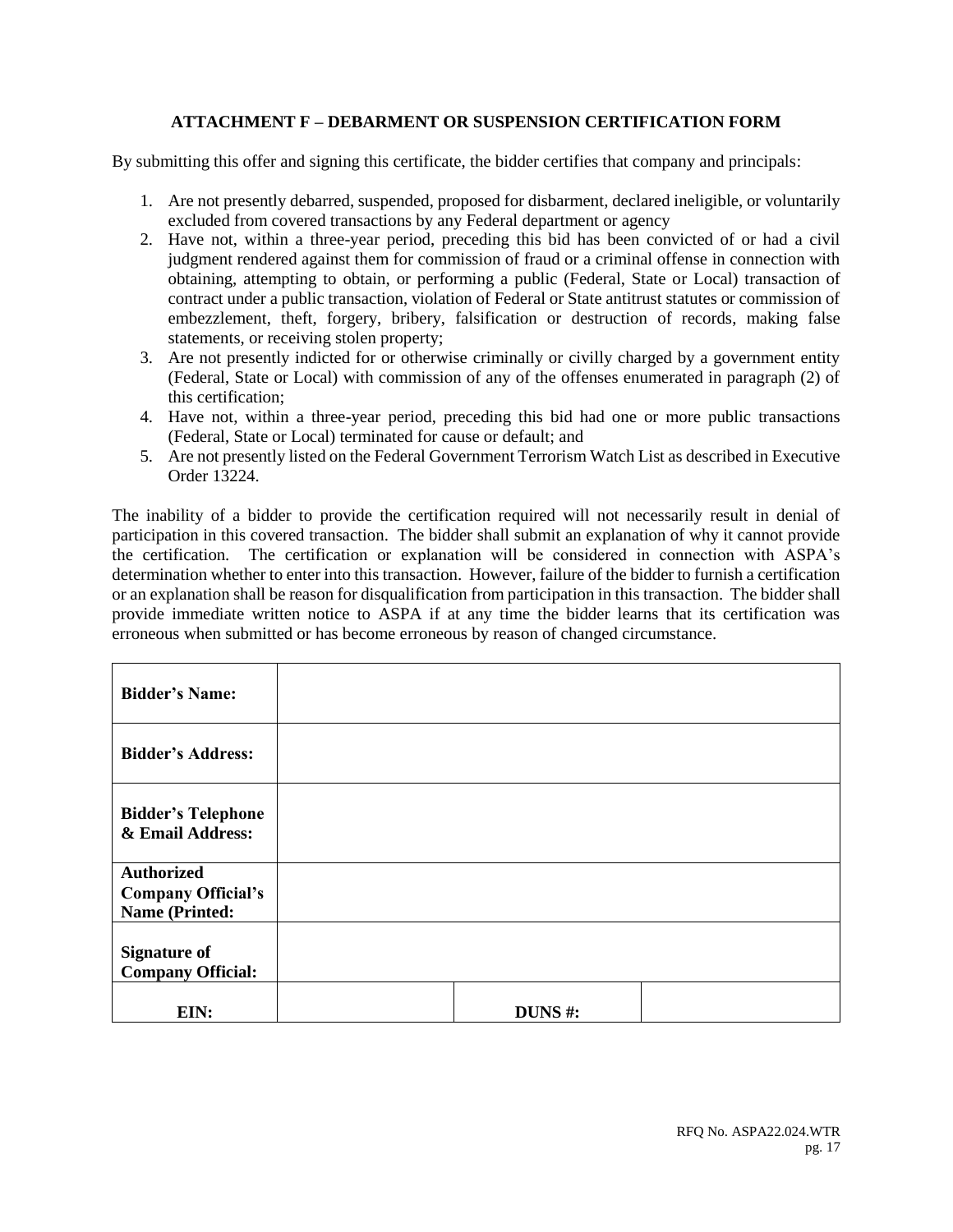### ATTACHMENT F – DEBARMENT OR SUSPENSION CERTIFICATION FORM

By submitting this offer and signing this certificate, the bidder certifies that company and principals:

1. Are not presently debarred, suspended, proposed for disbarment, declared ineligible, or voluntarily excluded from covered transactions by any Federal department or agency
2. Have not, within a three-year period, preceding this bid has been convicted of or had a civil judgment rendered against them for commission of fraud or a criminal offense in connection with obtaining, attempting to obtain, or performing a public (Federal, State or Local) transaction of contract under a public transaction, violation of Federal or State antitrust statutes or commission of embezzlement, theft, forgery, bribery, falsification or destruction of records, making false statements, or receiving stolen property;
3. Are not presently indicted for or otherwise criminally or civilly charged by a government entity (Federal, State or Local) with commission of any of the offenses enumerated in paragraph (2) of this certification;
4. Have not, within a three-year period, preceding this bid had one or more public transactions (Federal, State or Local) terminated for cause or default; and
5. Are not presently listed on the Federal Government Terrorism Watch List as described in Executive Order 13224.

The inability of a bidder to provide the certification required will not necessarily result in denial of participation in this covered transaction. The bidder shall submit an explanation of why it cannot provide the certification. The certification or explanation will be considered in connection with ASPA's determination whether to enter into this transaction. However, failure of the bidder to furnish a certification or an explanation shall be reason for disqualification from participation in this transaction. The bidder shall provide immediate written notice to ASPA if at any time the bidder learns that its certification was erroneous when submitted or has become erroneous by reason of changed circumstance.

| | | | |
|---|---|---|---|
| **Bidder's Name:** | | | |
| **Bidder's Address:** | | | |
| **Bidder's Telephone & Email Address:** | | | |
| **Authorized Company Official's Name (Printed:** | | | |
| **Signature of Company Official:** | | | |
| **EIN:** | | **DUNS #:** | |

RFQ No. ASPA22.024.WTR